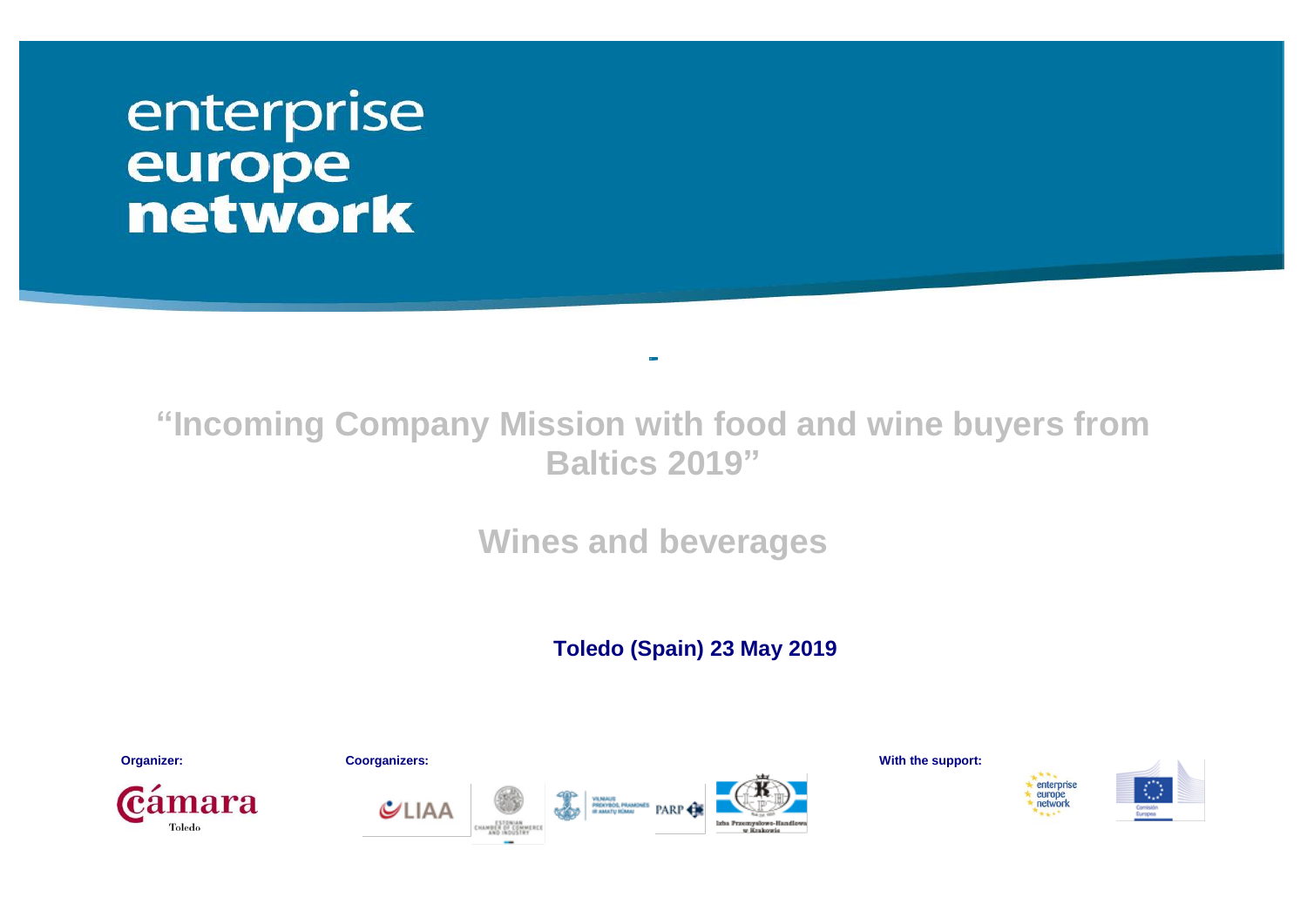enterprise europe network

# "Incoming Company Mission with food and wine buyers from Baltics 2019"

## Wines and beverages

**Toledo (Spain) 23 May 2019**

**Organizer:**

Cámara Toledo

**Coorganizers:**

LIAA

Estonian Chamber of Commerce and Industry

Vilniaus prekybos, pramonės ir amatų rūmai

PARP

Izba Przemysłowo-Handlowa w Krakowie

**With the support:**

enterprise europe network

Comisión Europea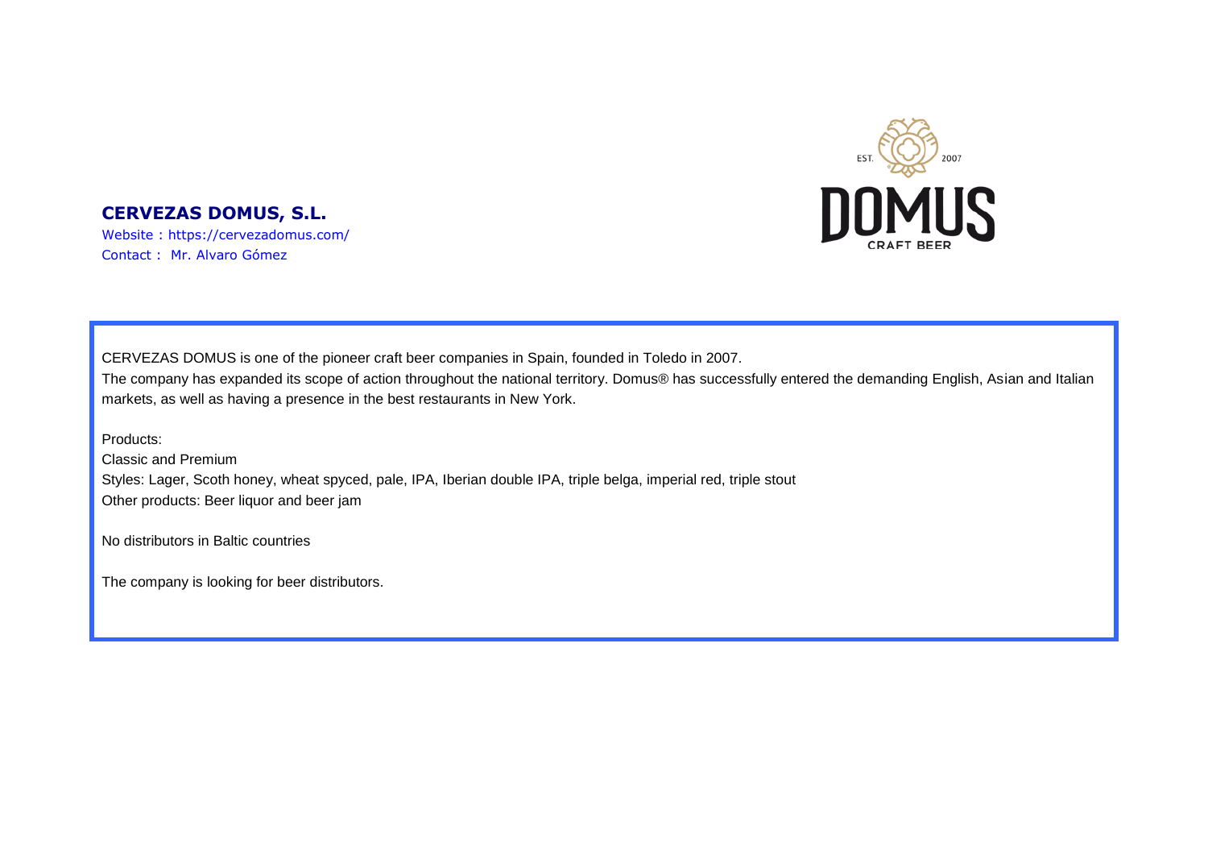**CERVEZAS DOMUS, S.L.**

Website : https://cervezadomus.com/

Contact : Mr. Alvaro Gómez

CERVEZAS DOMUS is one of the pioneer craft beer companies in Spain, founded in Toledo in 2007.

The company has expanded its scope of action throughout the national territory. Domus® has successfully entered the demanding English, Asian and Italian markets, as well as having a presence in the best restaurants in New York.

Products:

Classic and Premium

Styles: Lager, Scoth honey, wheat spyced, pale, IPA, Iberian double IPA, triple belga, imperial red, triple stout

Other products: Beer liquor and beer jam

No distributors in Baltic countries

The company is looking for beer distributors.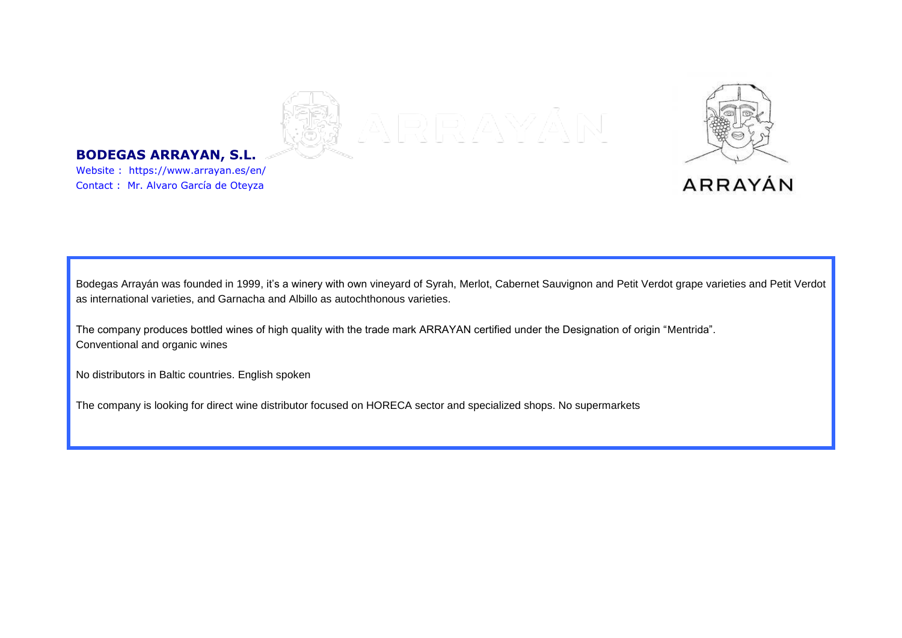**BODEGAS ARRAYAN, S.L.**

Website : https://www.arrayan.es/en/

Contact : Mr. Alvaro García de Oteyza

ARRAYÁN

Bodegas Arrayán was founded in 1999, it's a winery with own vineyard of Syrah, Merlot, Cabernet Sauvignon and Petit Verdot grape varieties and Petit Verdot as international varieties, and Garnacha and Albillo as autochthonous varieties.

The company produces bottled wines of high quality with the trade mark ARRAYAN certified under the Designation of origin "Mentrida".
Conventional and organic wines

No distributors in Baltic countries. English spoken

The company is looking for direct wine distributor focused on HORECA sector and specialized shops. No supermarkets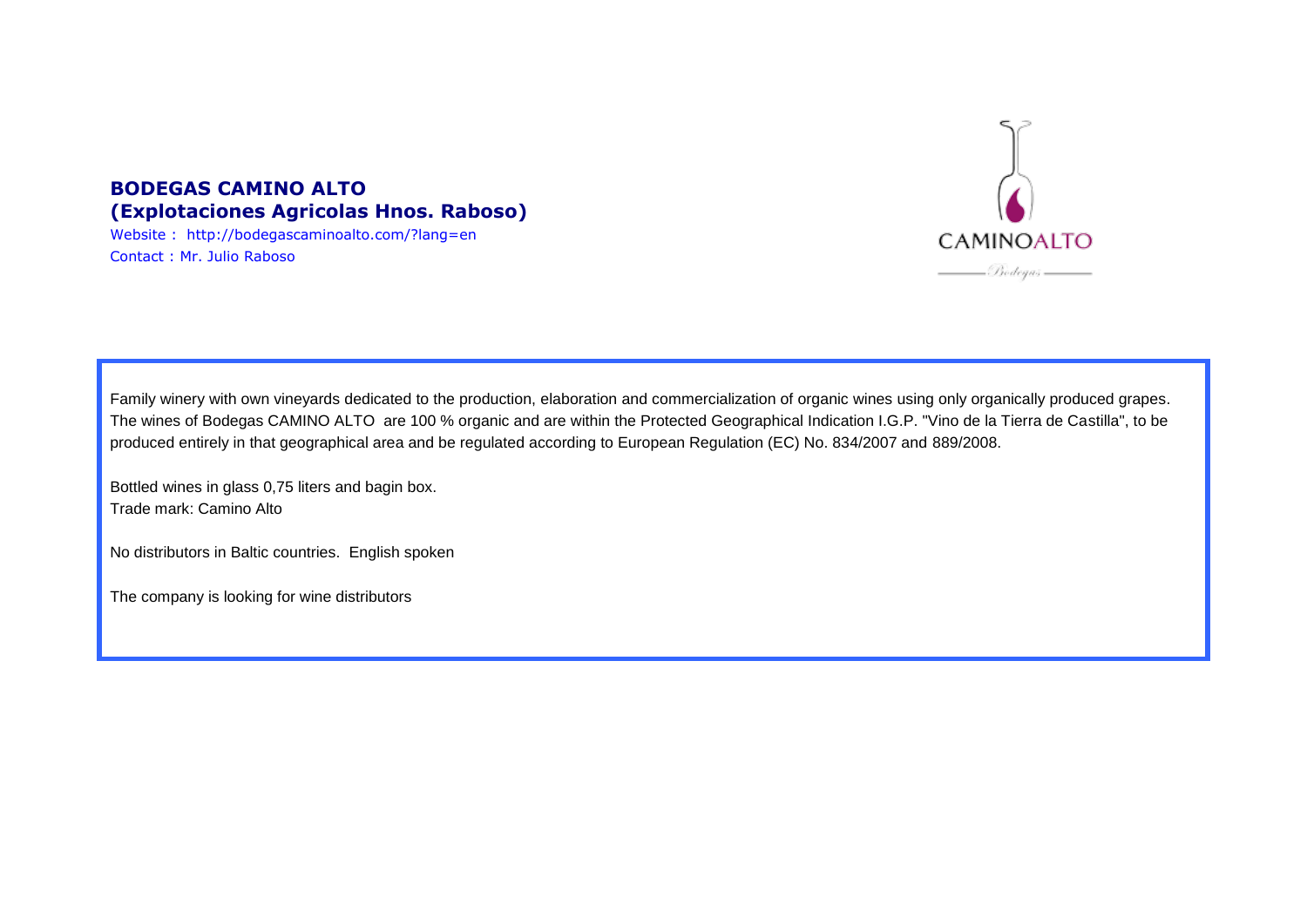**BODEGAS CAMINO ALTO**
**(Explotaciones Agricolas Hnos. Raboso)**

Website : http://bodegascaminoalto.com/?lang=en
Contact : Mr. Julio Raboso

Family winery with own vineyards dedicated to the production, elaboration and commercialization of organic wines using only organically produced grapes. The wines of Bodegas CAMINO ALTO are 100 % organic and are within the Protected Geographical Indication I.G.P. "Vino de la Tierra de Castilla", to be produced entirely in that geographical area and be regulated according to European Regulation (EC) No. 834/2007 and 889/2008.

Bottled wines in glass 0,75 liters and bagin box.
Trade mark: Camino Alto

No distributors in Baltic countries. English spoken

The company is looking for wine distributors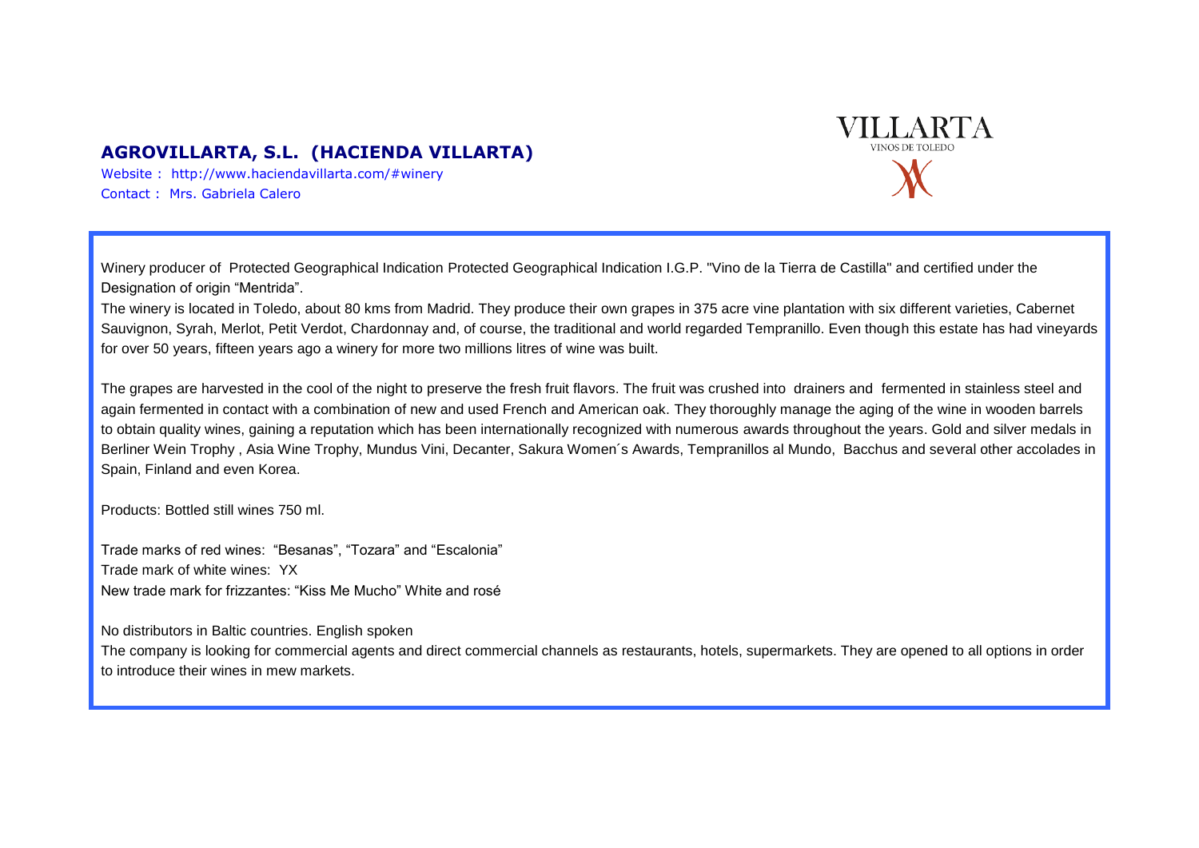## AGROVILLARTA, S.L. (HACIENDA VILLARTA)

Website : http://www.haciendavillarta.com/#winery
Contact : Mrs. Gabriela Calero

VILLARTA
VINOS DE TOLEDO

Winery producer of Protected Geographical Indication Protected Geographical Indication I.G.P. "Vino de la Tierra de Castilla" and certified under the Designation of origin “Mentrida”.

The winery is located in Toledo, about 80 kms from Madrid. They produce their own grapes in 375 acre vine plantation with six different varieties, Cabernet Sauvignon, Syrah, Merlot, Petit Verdot, Chardonnay and, of course, the traditional and world regarded Tempranillo. Even though this estate has had vineyards for over 50 years, fifteen years ago a winery for more two millions litres of wine was built.

The grapes are harvested in the cool of the night to preserve the fresh fruit flavors. The fruit was crushed into drainers and fermented in stainless steel and again fermented in contact with a combination of new and used French and American oak. They thoroughly manage the aging of the wine in wooden barrels to obtain quality wines, gaining a reputation which has been internationally recognized with numerous awards throughout the years. Gold and silver medals in Berliner Wein Trophy , Asia Wine Trophy, Mundus Vini, Decanter, Sakura Women´s Awards, Tempranillos al Mundo, Bacchus and several other accolades in Spain, Finland and even Korea.

Products: Bottled still wines 750 ml.

Trade marks of red wines: “Besanas”, “Tozara” and “Escalonia”
Trade mark of white wines: YX
New trade mark for frizzantes: “Kiss Me Mucho” White and rosé

No distributors in Baltic countries. English spoken
The company is looking for commercial agents and direct commercial channels as restaurants, hotels, supermarkets. They are opened to all options in order to introduce their wines in mew markets.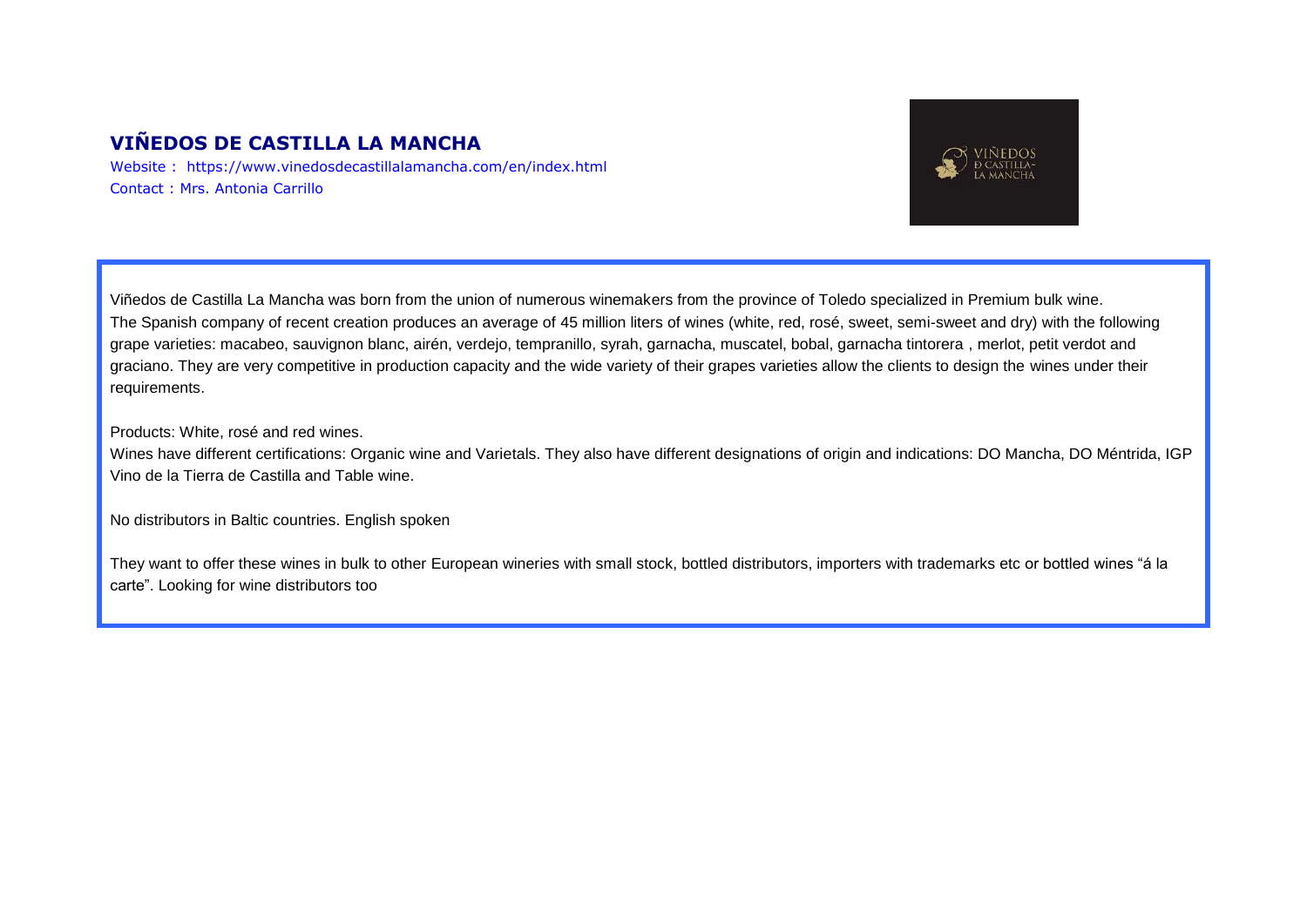## VIÑEDOS DE CASTILLA LA MANCHA

Website : https://www.vinedosdecastillalamancha.com/en/index.html
Contact : Mrs. Antonia Carrillo

Viñedos de Castilla La Mancha was born from the union of numerous winemakers from the province of Toledo specialized in Premium bulk wine. The Spanish company of recent creation produces an average of 45 million liters of wines (white, red, rosé, sweet, semi-sweet and dry) with the following grape varieties: macabeo, sauvignon blanc, airén, verdejo, tempranillo, syrah, garnacha, muscatel, bobal, garnacha tintorera , merlot, petit verdot and graciano. They are very competitive in production capacity and the wide variety of their grapes varieties allow the clients to design the wines under their requirements.

Products: White, rosé and red wines.
Wines have different certifications: Organic wine and Varietals. They also have different designations of origin and indications: DO Mancha, DO Méntrida, IGP Vino de la Tierra de Castilla and Table wine.

No distributors in Baltic countries. English spoken

They want to offer these wines in bulk to other European wineries with small stock, bottled distributors, importers with trademarks etc or bottled wines "á la carte". Looking for wine distributors too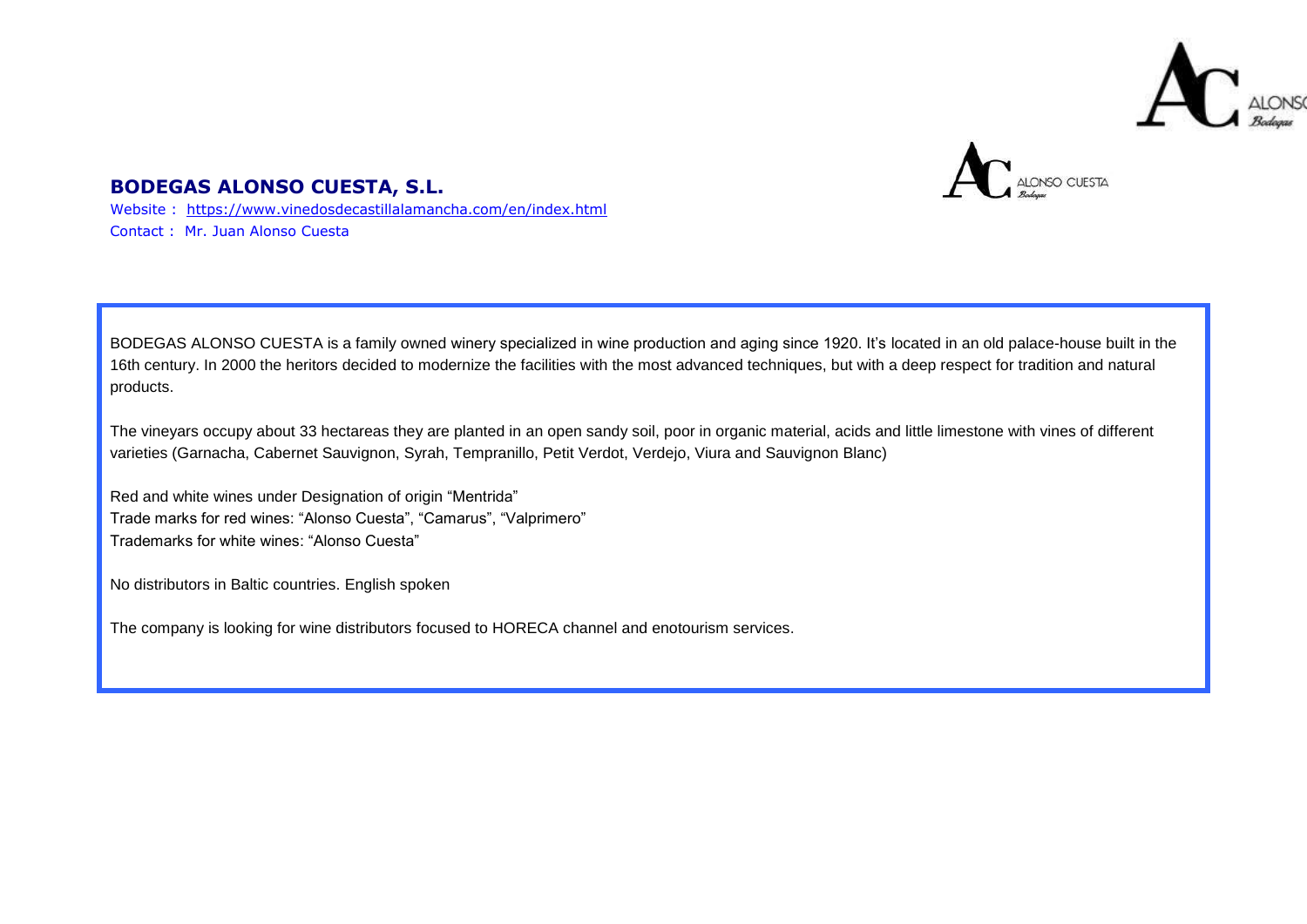## BODEGAS ALONSO CUESTA, S.L.

Website : https://www.vinedosdecastillalamancha.com/en/index.html
Contact : Mr. Juan Alonso Cuesta

BODEGAS ALONSO CUESTA is a family owned winery specialized in wine production and aging since 1920. It's located in an old palace-house built in the 16th century. In 2000 the heritors decided to modernize the facilities with the most advanced techniques, but with a deep respect for tradition and natural products.

The vineyars occupy about 33 hectareas they are planted in an open sandy soil, poor in organic material, acids and little limestone with vines of different varieties (Garnacha, Cabernet Sauvignon, Syrah, Tempranillo, Petit Verdot, Verdejo, Viura and Sauvignon Blanc)

Red and white wines under Designation of origin "Mentrida"
Trade marks for red wines: "Alonso Cuesta", "Camarus", "Valprimero"
Trademarks for white wines: "Alonso Cuesta"

No distributors in Baltic countries. English spoken

The company is looking for wine distributors focused to HORECA channel and enotourism services.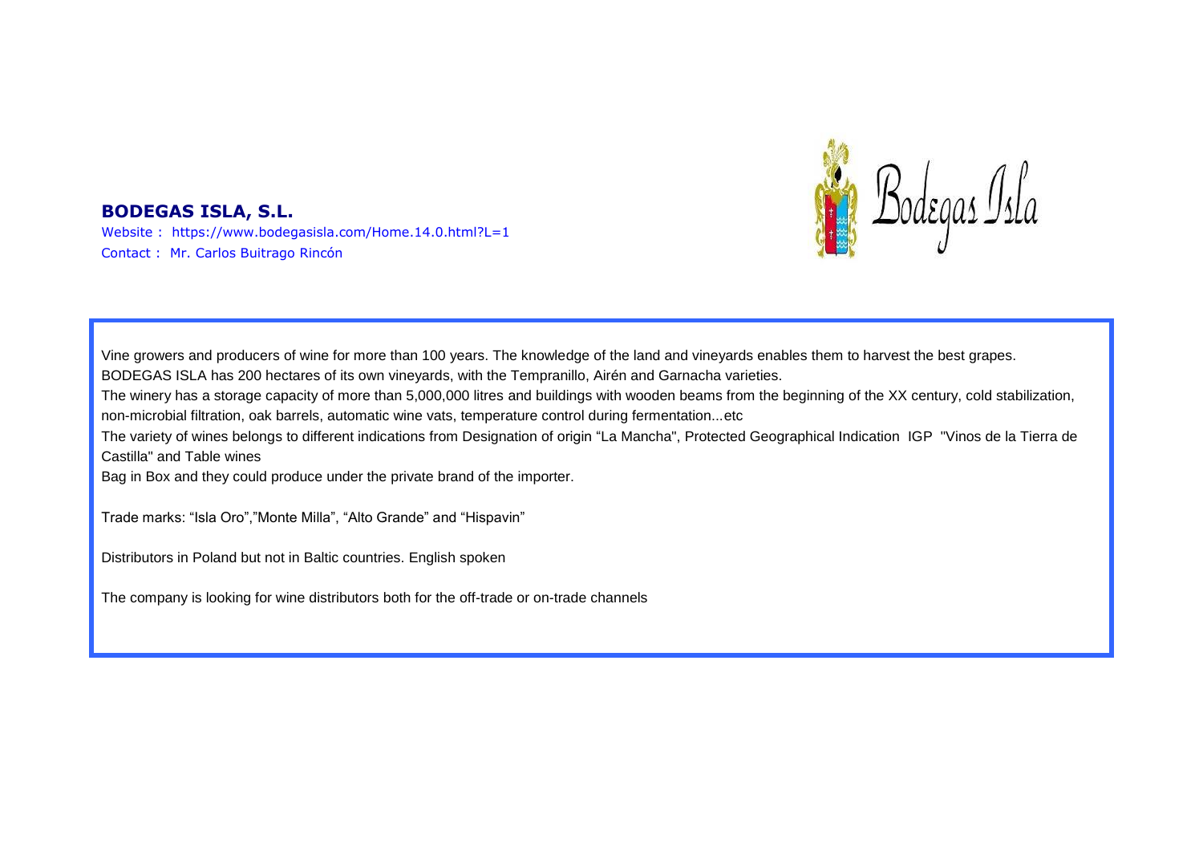## BODEGAS ISLA, S.L.

Website : https://www.bodegasisla.com/Home.14.0.html?L=1
Contact : Mr. Carlos Buitrago Rincón

Vine growers and producers of wine for more than 100 years. The knowledge of the land and vineyards enables them to harvest the best grapes.
BODEGAS ISLA has 200 hectares of its own vineyards, with the Tempranillo, Airén and Garnacha varieties.
The winery has a storage capacity of more than 5,000,000 litres and buildings with wooden beams from the beginning of the XX century, cold stabilization, non-microbial filtration, oak barrels, automatic wine vats, temperature control during fermentation...etc
The variety of wines belongs to different indications from Designation of origin "La Mancha", Protected Geographical Indication IGP "Vinos de la Tierra de Castilla" and Table wines
Bag in Box and they could produce under the private brand of the importer.

Trade marks: "Isla Oro","Monte Milla", "Alto Grande" and "Hispavin"

Distributors in Poland but not in Baltic countries. English spoken

The company is looking for wine distributors both for the off-trade or on-trade channels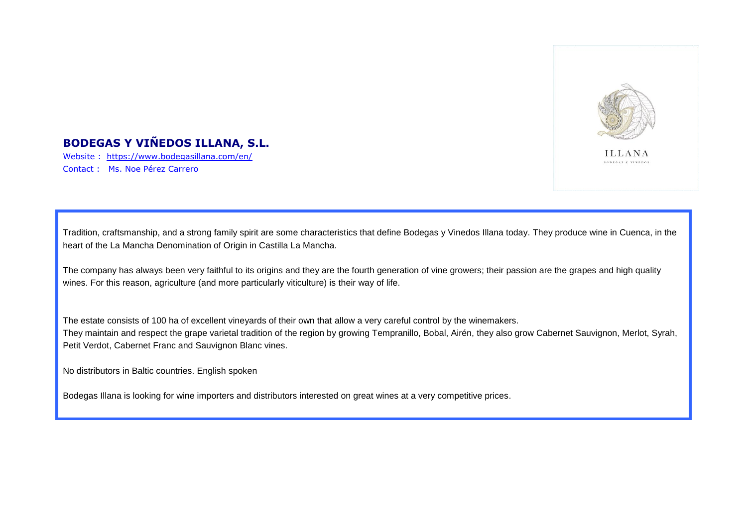## BODEGAS Y VIÑEDOS ILLANA, S.L.

Website : [https://www.bodegasillana.com/en/](https://www.bodegasillana.com/en/)
Contact : Ms. Noe Pérez Carrero

Tradition, craftsmanship, and a strong family spirit are some characteristics that define Bodegas y Vinedos Illana today. They produce wine in Cuenca, in the heart of the La Mancha Denomination of Origin in Castilla La Mancha.

The company has always been very faithful to its origins and they are the fourth generation of vine growers; their passion are the grapes and high quality wines. For this reason, agriculture (and more particularly viticulture) is their way of life.

The estate consists of 100 ha of excellent vineyards of their own that allow a very careful control by the winemakers.
They maintain and respect the grape varietal tradition of the region by growing Tempranillo, Bobal, Airén, they also grow Cabernet Sauvignon, Merlot, Syrah, Petit Verdot, Cabernet Franc and Sauvignon Blanc vines.

No distributors in Baltic countries. English spoken

Bodegas Illana is looking for wine importers and distributors interested on great wines at a very competitive prices.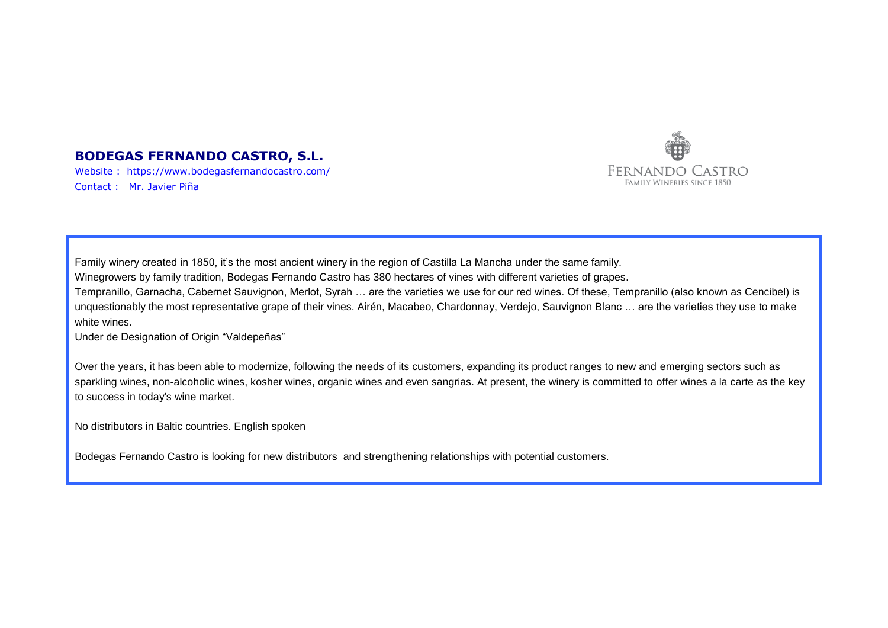## BODEGAS FERNANDO CASTRO, S.L.

Website : https://www.bodegasfernandocastro.com/

Contact : Mr. Javier Piña

FERNANDO CASTRO
FAMILY WINERIES SINCE 1850

Family winery created in 1850, it's the most ancient winery in the region of Castilla La Mancha under the same family.
Winegrowers by family tradition, Bodegas Fernando Castro has 380 hectares of vines with different varieties of grapes.
Tempranillo, Garnacha, Cabernet Sauvignon, Merlot, Syrah … are the varieties we use for our red wines. Of these, Tempranillo (also known as Cencibel) is unquestionably the most representative grape of their vines. Airén, Macabeo, Chardonnay, Verdejo, Sauvignon Blanc … are the varieties they use to make white wines.
Under de Designation of Origin "Valdepeñas"

Over the years, it has been able to modernize, following the needs of its customers, expanding its product ranges to new and emerging sectors such as sparkling wines, non-alcoholic wines, kosher wines, organic wines and even sangrias. At present, the winery is committed to offer wines a la carte as the key to success in today's wine market.

No distributors in Baltic countries. English spoken

Bodegas Fernando Castro is looking for new distributors and strengthening relationships with potential customers.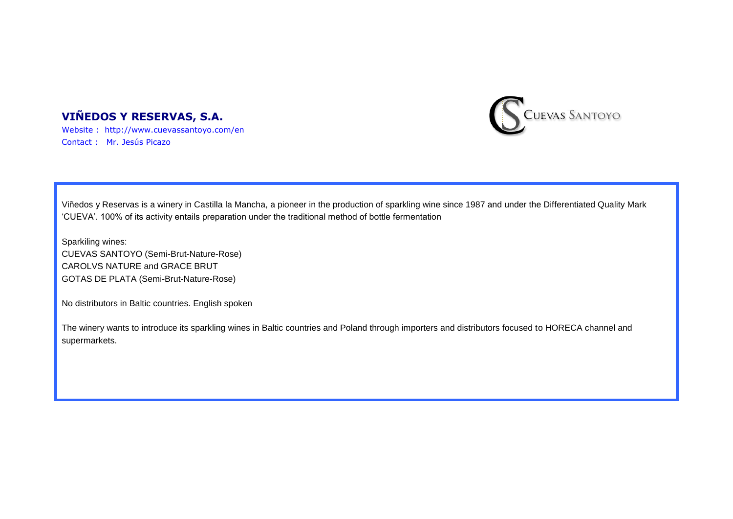## VIÑEDOS Y RESERVAS, S.A.

Website : http://www.cuevassantoyo.com/en
Contact : Mr. Jesús Picazo

CUEVAS SANTOYO

Viñedos y Reservas is a winery in Castilla la Mancha, a pioneer in the production of sparkling wine since 1987 and under the Differentiated Quality Mark 'CUEVA'. 100% of its activity entails preparation under the traditional method of bottle fermentation

Sparkiling wines:
CUEVAS SANTOYO (Semi-Brut-Nature-Rose)
CAROLVS NATURE and GRACE BRUT
GOTAS DE PLATA (Semi-Brut-Nature-Rose)

No distributors in Baltic countries. English spoken

The winery wants to introduce its sparkling wines in Baltic countries and Poland through importers and distributors focused to HORECA channel and supermarkets.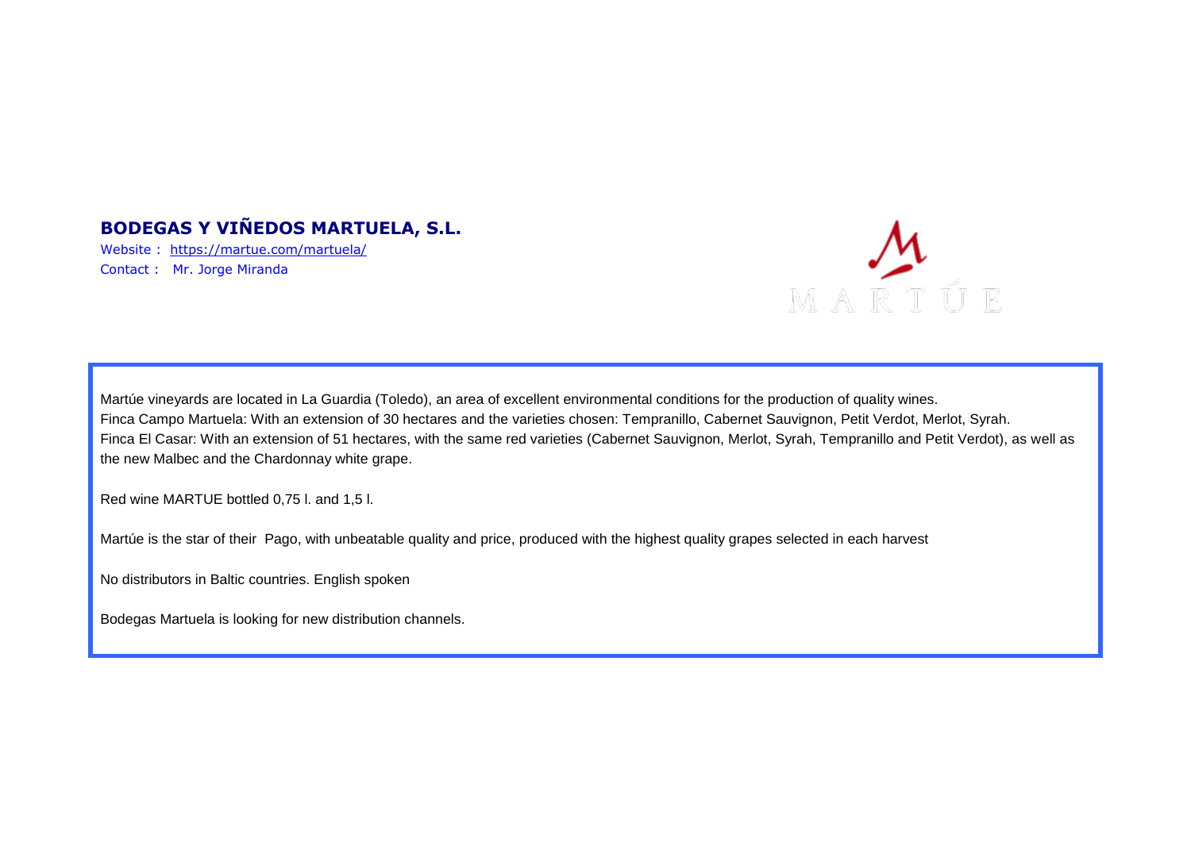## BODEGAS Y VIÑEDOS MARTUELA, S.L.

Website : https://martue.com/martuela/
Contact : Mr. Jorge Miranda

MARTÚE

Martúe vineyards are located in La Guardia (Toledo), an area of excellent environmental conditions for the production of quality wines.
Finca Campo Martuela: With an extension of 30 hectares and the varieties chosen: Tempranillo, Cabernet Sauvignon, Petit Verdot, Merlot, Syrah.
Finca El Casar: With an extension of 51 hectares, with the same red varieties (Cabernet Sauvignon, Merlot, Syrah, Tempranillo and Petit Verdot), as well as the new Malbec and the Chardonnay white grape.

Red wine MARTUE bottled 0,75 l. and 1,5 l.

Martúe is the star of their Pago, with unbeatable quality and price, produced with the highest quality grapes selected in each harvest

No distributors in Baltic countries. English spoken

Bodegas Martuela is looking for new distribution channels.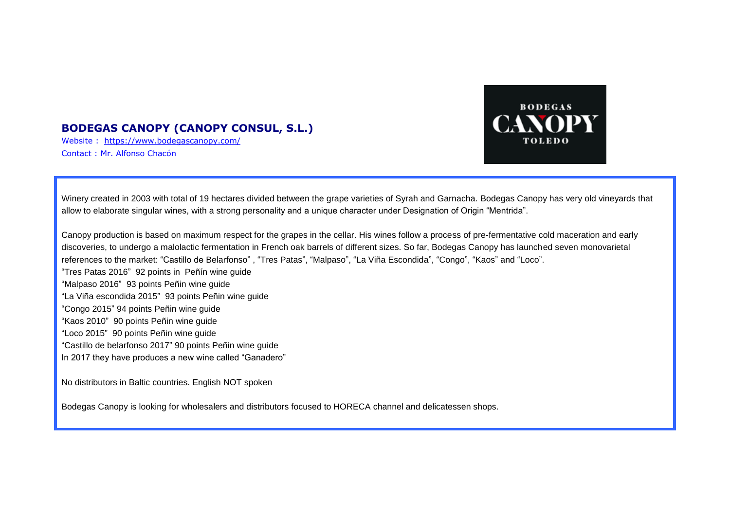## BODEGAS CANOPY (CANOPY CONSUL, S.L.)

Website : https://www.bodegascanopy.com/
Contact : Mr. Alfonso Chacón

Winery created in 2003 with total of 19 hectares divided between the grape varieties of Syrah and Garnacha. Bodegas Canopy has very old vineyards that allow to elaborate singular wines, with a strong personality and a unique character under Designation of Origin "Mentrida".

Canopy production is based on maximum respect for the grapes in the cellar. His wines follow a process of pre-fermentative cold maceration and early discoveries, to undergo a malolactic fermentation in French oak barrels of different sizes. So far, Bodegas Canopy has launched seven monovarietal references to the market: "Castillo de Belarfonso" , "Tres Patas", "Malpaso", "La Viña Escondida", "Congo", "Kaos" and "Loco".
"Tres Patas 2016" 92 points in Peñín wine guide
"Malpaso 2016" 93 points Peñin wine guide
"La Viña escondida 2015" 93 points Peñin wine guide
"Congo 2015" 94 points Peñin wine guide
"Kaos 2010" 90 points Peñin wine guide
"Loco 2015" 90 points Peñin wine guide
"Castillo de belarfonso 2017" 90 points Peñin wine guide
In 2017 they have produces a new wine called "Ganadero"

No distributors in Baltic countries. English NOT spoken

Bodegas Canopy is looking for wholesalers and distributors focused to HORECA channel and delicatessen shops.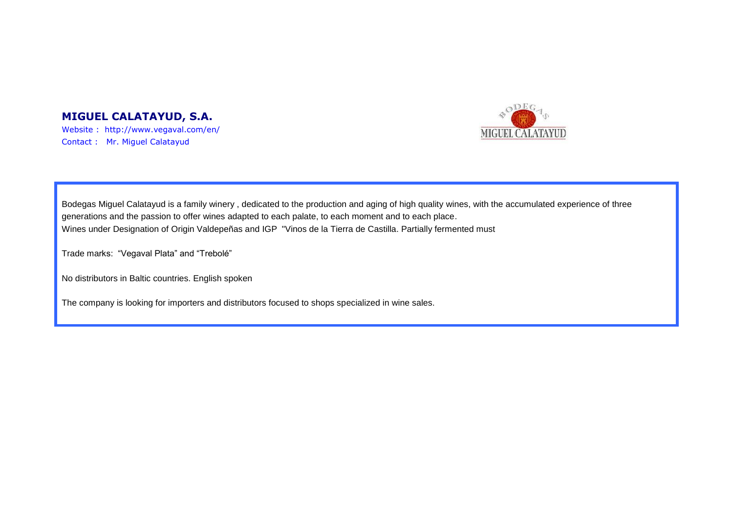## MIGUEL CALATAYUD, S.A.

Website : http://www.vegaval.com/en/
Contact : Mr. Miguel Calatayud

Bodegas Miguel Calatayud is a family winery , dedicated to the production and aging of high quality wines, with the accumulated experience of three generations and the passion to offer wines adapted to each palate, to each moment and to each place.
Wines under Designation of Origin Valdepeñas and IGP "Vinos de la Tierra de Castilla. Partially fermented must

Trade marks: "Vegaval Plata" and "Trebolé"

No distributors in Baltic countries. English spoken

The company is looking for importers and distributors focused to shops specialized in wine sales.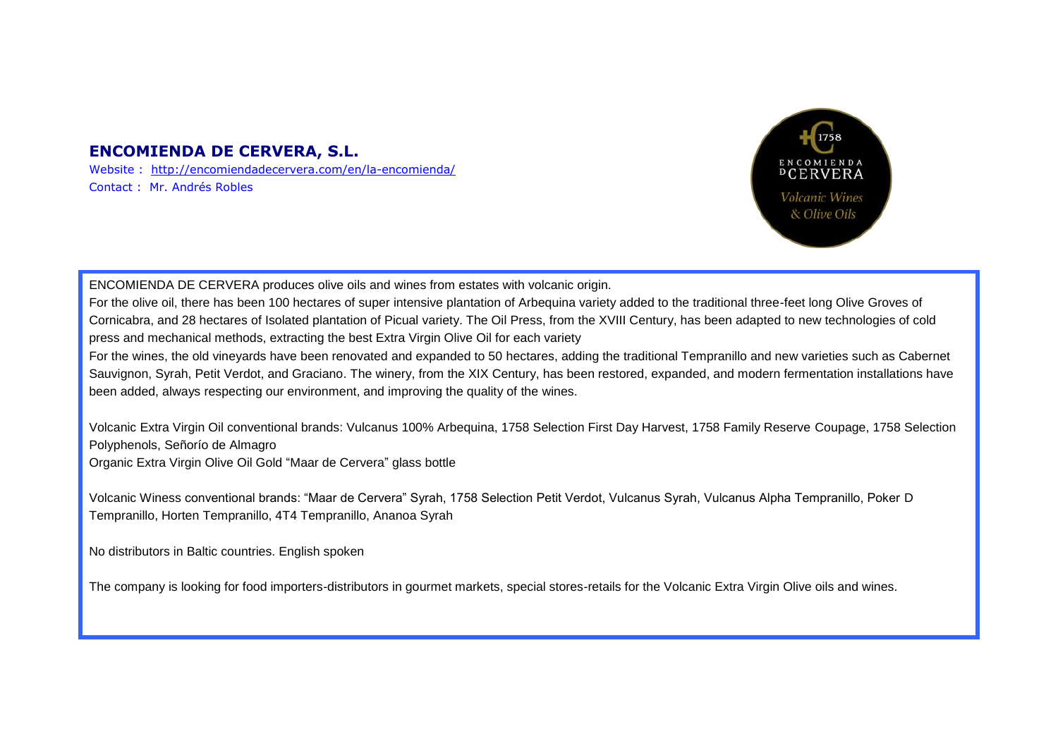## ENCOMIENDA DE CERVERA, S.L.

Website : [http://encomiendadecervera.com/en/la-encomienda/](http://encomiendadecervera.com/en/la-encomienda/)
Contact : Mr. Andrés Robles

ENCOMIENDA DE CERVERA produces olive oils and wines from estates with volcanic origin.

For the olive oil, there has been 100 hectares of super intensive plantation of Arbequina variety added to the traditional three-feet long Olive Groves of Cornicabra, and 28 hectares of Isolated plantation of Picual variety. The Oil Press, from the XVIII Century, has been adapted to new technologies of cold press and mechanical methods, extracting the best Extra Virgin Olive Oil for each variety

For the wines, the old vineyards have been renovated and expanded to 50 hectares, adding the traditional Tempranillo and new varieties such as Cabernet Sauvignon, Syrah, Petit Verdot, and Graciano. The winery, from the XIX Century, has been restored, expanded, and modern fermentation installations have been added, always respecting our environment, and improving the quality of the wines.

Volcanic Extra Virgin Oil conventional brands: Vulcanus 100% Arbequina, 1758 Selection First Day Harvest, 1758 Family Reserve Coupage, 1758 Selection Polyphenols, Señorío de Almagro
Organic Extra Virgin Olive Oil Gold "Maar de Cervera" glass bottle

Volcanic Winess conventional brands: "Maar de Cervera" Syrah, 1758 Selection Petit Verdot, Vulcanus Syrah, Vulcanus Alpha Tempranillo, Poker D Tempranillo, Horten Tempranillo, 4T4 Tempranillo, Ananoa Syrah

No distributors in Baltic countries. English spoken

The company is looking for food importers-distributors in gourmet markets, special stores-retails for the Volcanic Extra Virgin Olive oils and wines.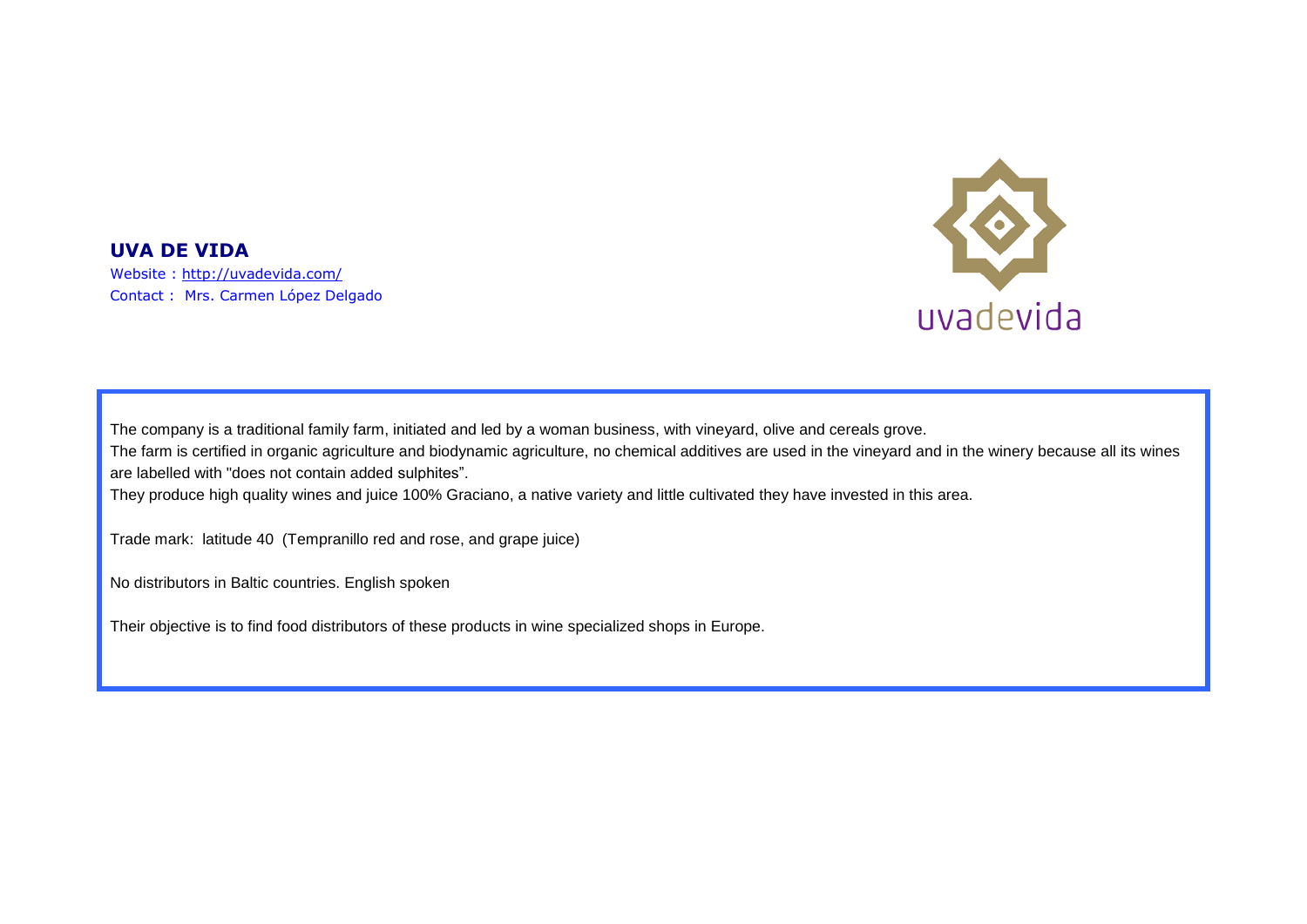## UVA DE VIDA

Website : http://uvadevida.com/

Contact : Mrs. Carmen López Delgado

uvadevida

The company is a traditional family farm, initiated and led by a woman business, with vineyard, olive and cereals grove.

The farm is certified in organic agriculture and biodynamic agriculture, no chemical additives are used in the vineyard and in the winery because all its wines are labelled with "does not contain added sulphites".

They produce high quality wines and juice 100% Graciano, a native variety and little cultivated they have invested in this area.

Trade mark: latitude 40 (Tempranillo red and rose, and grape juice)

No distributors in Baltic countries. English spoken

Their objective is to find food distributors of these products in wine specialized shops in Europe.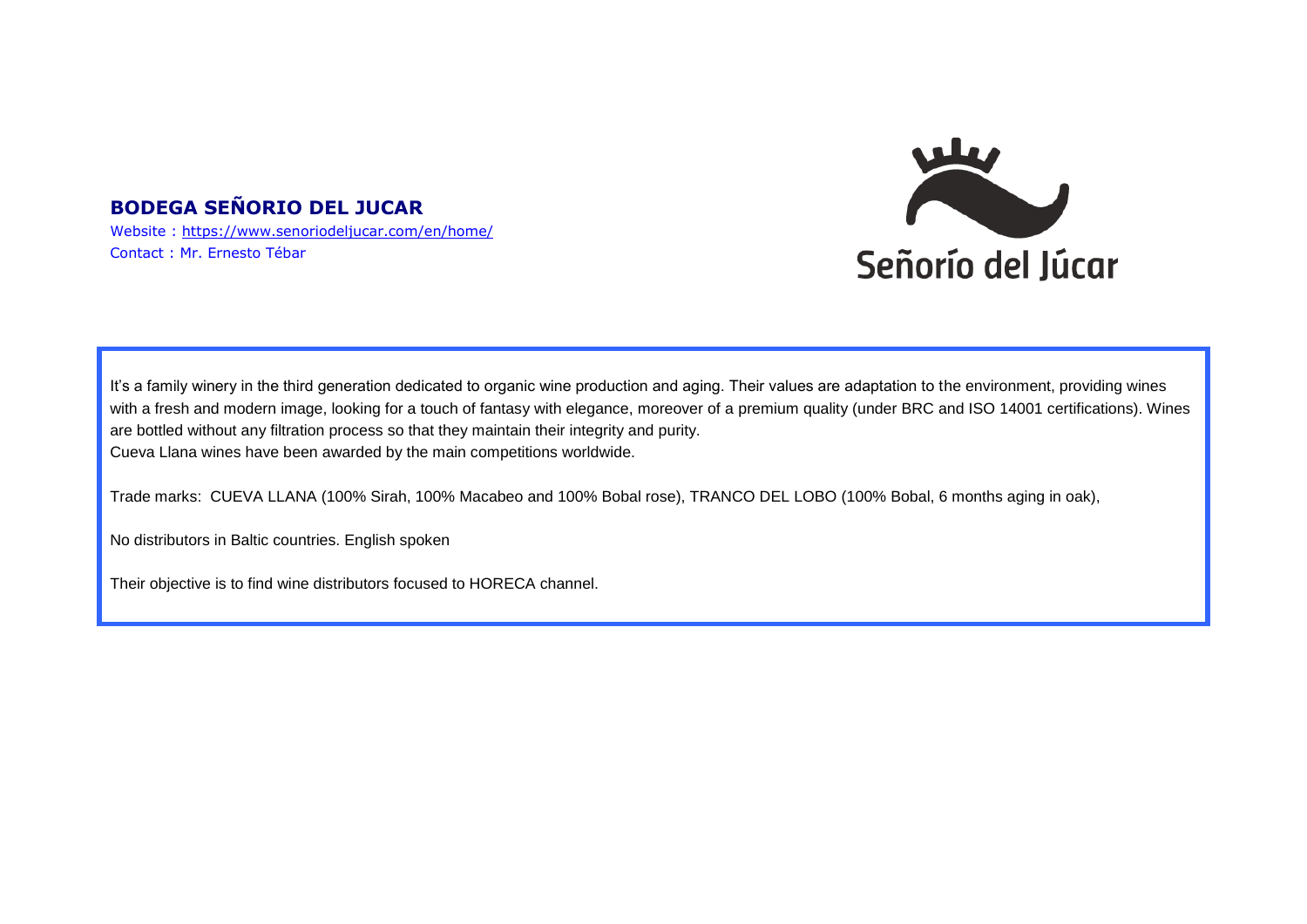**BODEGA SEÑORIO DEL JUCAR**

Website : https://www.senoriodeljucar.com/en/home/

Contact : Mr. Ernesto Tébar

Señorío del Júcar

It's a family winery in the third generation dedicated to organic wine production and aging. Their values are adaptation to the environment, providing wines with a fresh and modern image, looking for a touch of fantasy with elegance, moreover of a premium quality (under BRC and ISO 14001 certifications). Wines are bottled without any filtration process so that they maintain their integrity and purity.
Cueva Llana wines have been awarded by the main competitions worldwide.

Trade marks: CUEVA LLANA (100% Sirah, 100% Macabeo and 100% Bobal rose), TRANCO DEL LOBO (100% Bobal, 6 months aging in oak),

No distributors in Baltic countries. English spoken

Their objective is to find wine distributors focused to HORECA channel.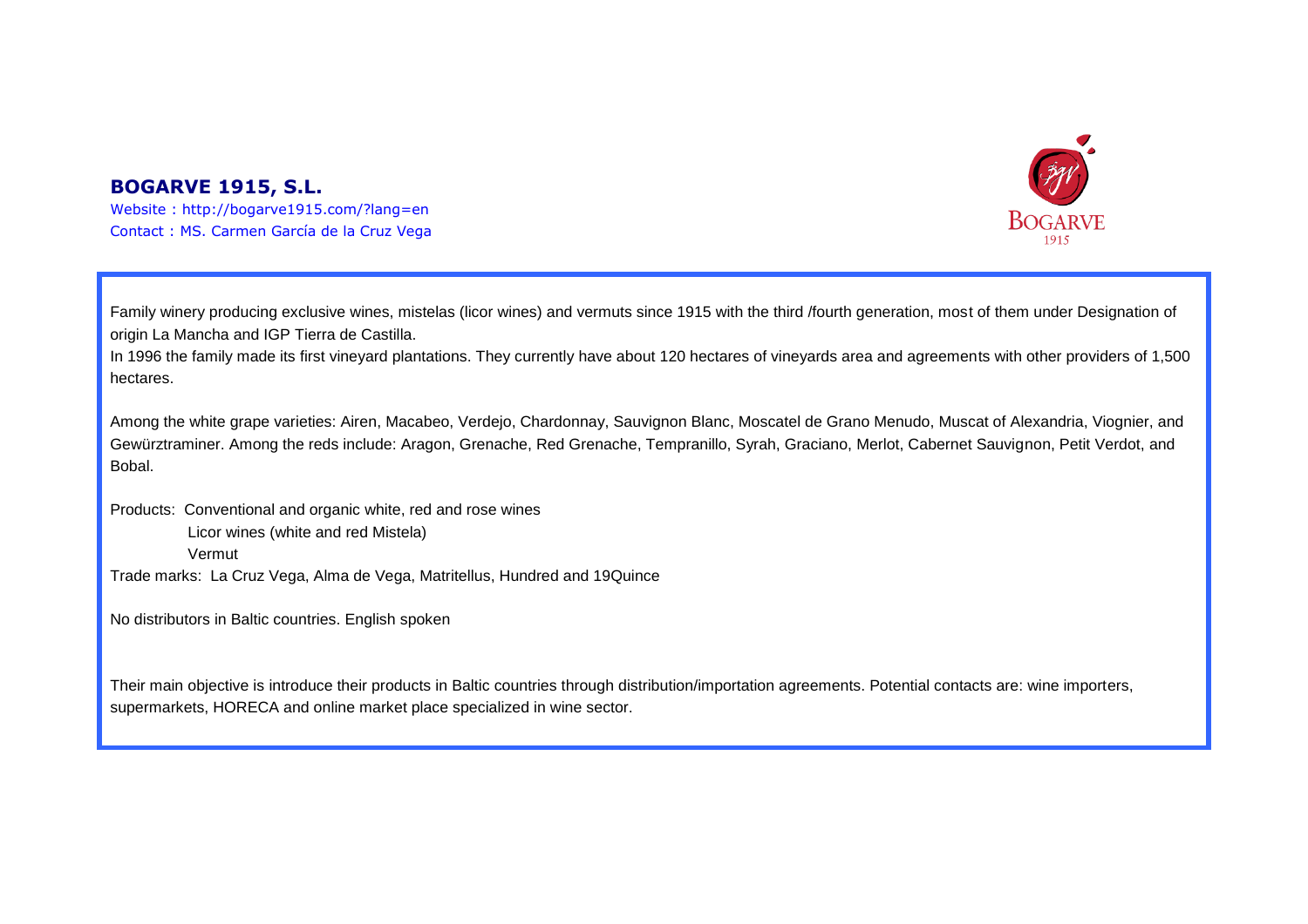**BOGARVE 1915, S.L.**

Website : http://bogarve1915.com/?lang=en

Contact : MS. Carmen García de la Cruz Vega

Family winery producing exclusive wines, mistelas (licor wines) and vermuts since 1915 with the third /fourth generation, most of them under Designation of origin La Mancha and IGP Tierra de Castilla.

In 1996 the family made its first vineyard plantations. They currently have about 120 hectares of vineyards area and agreements with other providers of 1,500 hectares.

Among the white grape varieties: Airen, Macabeo, Verdejo, Chardonnay, Sauvignon Blanc, Moscatel de Grano Menudo, Muscat of Alexandria, Viognier, and Gewürztraminer. Among the reds include: Aragon, Grenache, Red Grenache, Tempranillo, Syrah, Graciano, Merlot, Cabernet Sauvignon, Petit Verdot, and Bobal.

Products: Conventional and organic white, red and rose wines
Licor wines (white and red Mistela)
Vermut

Trade marks: La Cruz Vega, Alma de Vega, Matritellus, Hundred and 19Quince

No distributors in Baltic countries. English spoken

Their main objective is introduce their products in Baltic countries through distribution/importation agreements. Potential contacts are: wine importers, supermarkets, HORECA and online market place specialized in wine sector.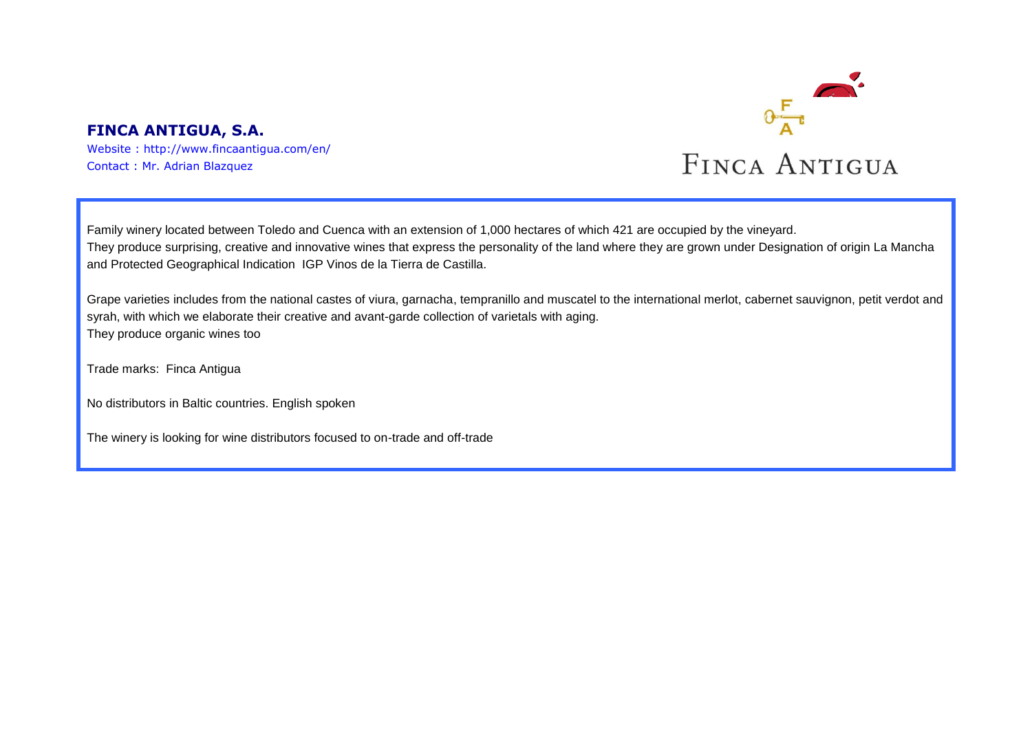## FINCA ANTIGUA, S.A.

Website : http://www.fincaantigua.com/en/
Contact : Mr. Adrian Blazquez

FINCA ANTIGUA

Family winery located between Toledo and Cuenca with an extension of 1,000 hectares of which 421 are occupied by the vineyard.
They produce surprising, creative and innovative wines that express the personality of the land where they are grown under Designation of origin La Mancha and Protected Geographical Indication IGP Vinos de la Tierra de Castilla.

Grape varieties includes from the national castes of viura, garnacha, tempranillo and muscatel to the international merlot, cabernet sauvignon, petit verdot and syrah, with which we elaborate their creative and avant-garde collection of varietals with aging.
They produce organic wines too

Trade marks: Finca Antigua

No distributors in Baltic countries. English spoken

The winery is looking for wine distributors focused to on-trade and off-trade